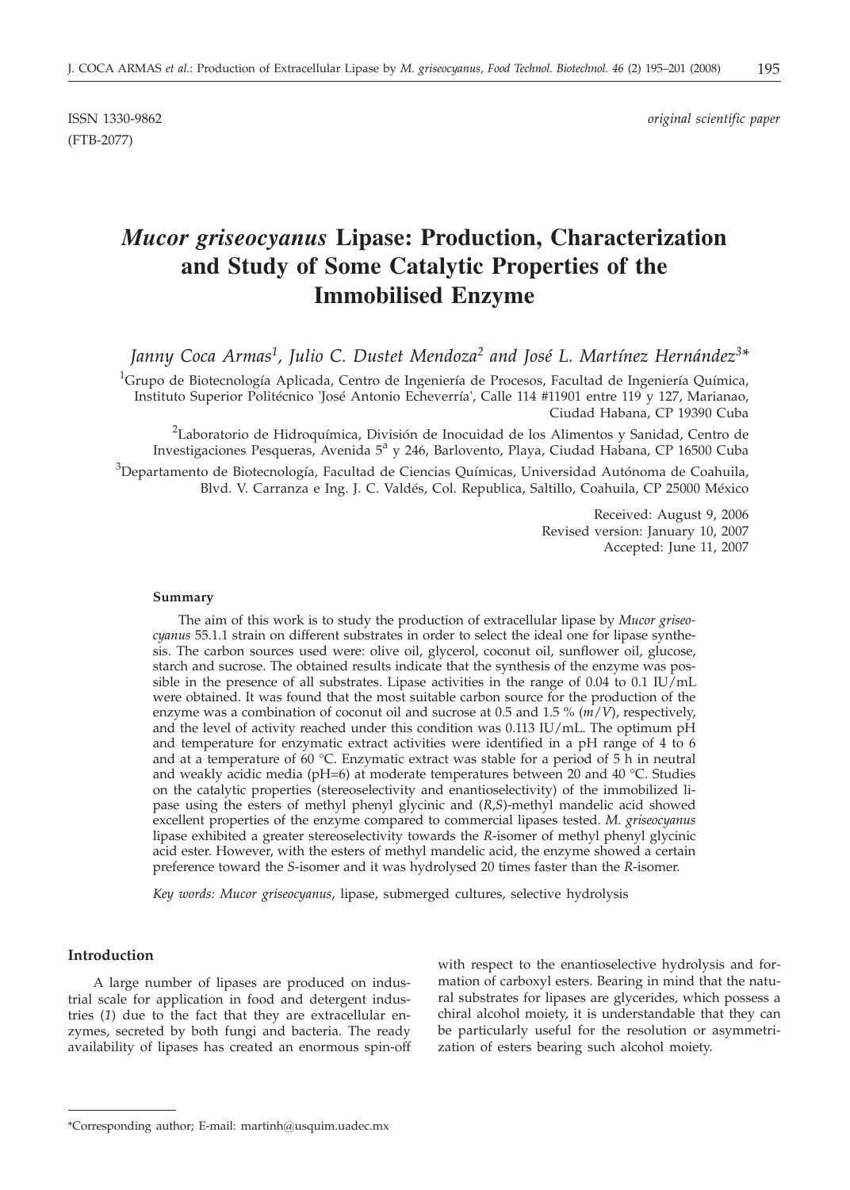ISSN 1330-9862 *original scientific paper*

(FTB-2077)

# *Mucor griseocyanus* Lipase: Production, Characterization and Study of Some Catalytic Properties of the Immobilised Enzyme

*Janny Coca Armas[1], Julio C. Dustet Mendoza[2] and José L. Martínez Hernández[3]\**

[1]Grupo de Biotecnología Aplicada, Centro de Ingeniería de Procesos, Facultad de Ingeniería Química, Instituto Superior Politécnico 'José Antonio Echeverría', Calle 114 #11901 entre 119 y 127, Marianao, Ciudad Habana, CP 19390 Cuba

[2]Laboratorio de Hidroquímica, División de Inocuidad de los Alimentos y Sanidad, Centro de Investigaciones Pesqueras, Avenida 5ª y 246, Barlovento, Playa, Ciudad Habana, CP 16500 Cuba

[3]Departamento de Biotecnología, Facultad de Ciencias Químicas, Universidad Autónoma de Coahuila, Blvd. V. Carranza e Ing. J. C. Valdés, Col. Republica, Saltillo, Coahuila, CP 25000 México

Received: August 9, 2006
Revised version: January 10, 2007
Accepted: June 11, 2007

#### Summary

The aim of this work is to study the production of extracellular lipase by *Mucor griseocyanus* 55.1.1 strain on different substrates in order to select the ideal one for lipase synthesis. The carbon sources used were: olive oil, glycerol, coconut oil, sunflower oil, glucose, starch and sucrose. The obtained results indicate that the synthesis of the enzyme was possible in the presence of all substrates. Lipase activities in the range of 0.04 to 0.1 IU/mL were obtained. It was found that the most suitable carbon source for the production of the enzyme was a combination of coconut oil and sucrose at 0.5 and 1.5 % (*m/V*), respectively, and the level of activity reached under this condition was 0.113 IU/mL. The optimum pH and temperature for enzymatic extract activities were identified in a pH range of 4 to 6 and at a temperature of 60 °C. Enzymatic extract was stable for a period of 5 h in neutral and weakly acidic media (pH=6) at moderate temperatures between 20 and 40 °C. Studies on the catalytic properties (stereoselectivity and enantioselectivity) of the immobilized lipase using the esters of methyl phenyl glycinic and (*R,S*)-methyl mandelic acid showed excellent properties of the enzyme compared to commercial lipases tested. *M. griseocyanus* lipase exhibited a greater stereoselectivity towards the *R*-isomer of methyl phenyl glycinic acid ester. However, with the esters of methyl mandelic acid, the enzyme showed a certain preference toward the *S*-isomer and it was hydrolysed 20 times faster than the *R*-isomer.

*Key words: Mucor griseocyanus*, lipase, submerged cultures, selective hydrolysis

## Introduction

A large number of lipases are produced on industrial scale for application in food and detergent industries (*1*) due to the fact that they are extracellular enzymes, secreted by both fungi and bacteria. The ready availability of lipases has created an enormous spin-off with respect to the enantioselective hydrolysis and formation of carboxyl esters. Bearing in mind that the natural substrates for lipases are glycerides, which possess a chiral alcohol moiety, it is understandable that they can be particularly useful for the resolution or asymmetrization of esters bearing such alcohol moiety.

\*Corresponding author; E-mail: martinh@usquim.uadec.mx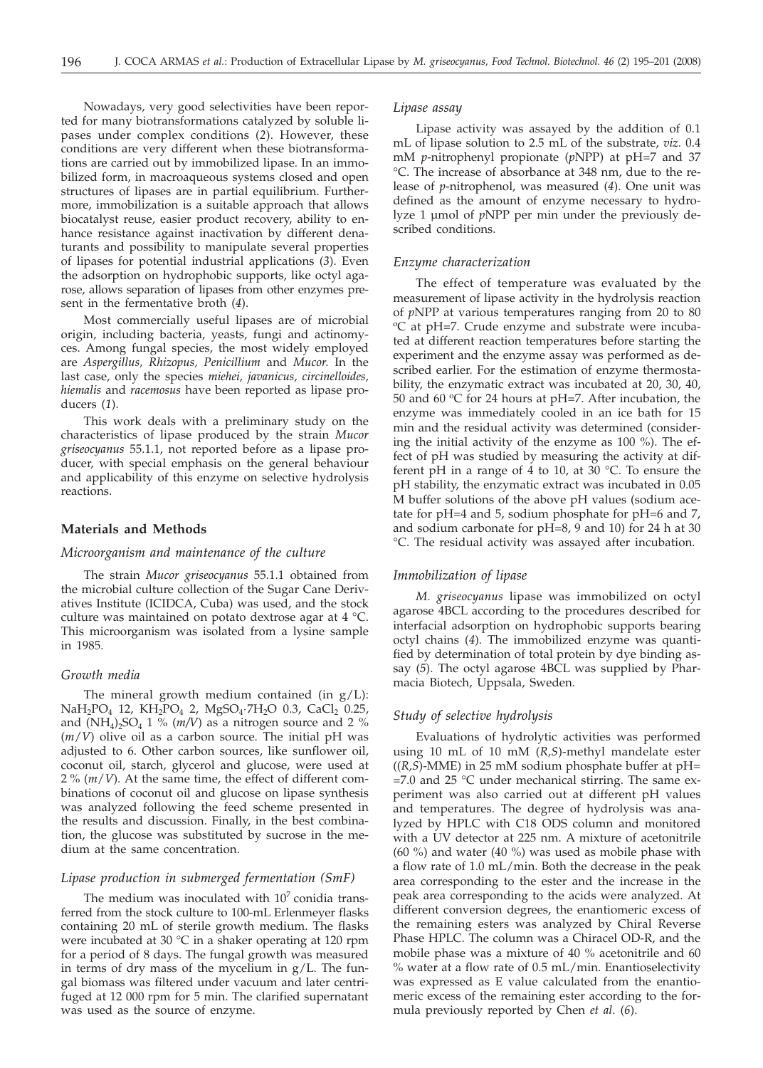Nowadays, very good selectivities have been reported for many biotransformations catalyzed by soluble lipases under complex conditions (*2*). However, these conditions are very different when these biotransformations are carried out by immobilized lipase. In an immobilized form, in macroaqueous systems closed and open structures of lipases are in partial equilibrium. Furthermore, immobilization is a suitable approach that allows biocatalyst reuse, easier product recovery, ability to enhance resistance against inactivation by different denaturants and possibility to manipulate several properties of lipases for potential industrial applications (*3*). Even the adsorption on hydrophobic supports, like octyl agarose, allows separation of lipases from other enzymes present in the fermentative broth (*4*).

Most commercially useful lipases are of microbial origin, including bacteria, yeasts, fungi and actinomyces. Among fungal species, the most widely employed are *Aspergillus, Rhizopus, Penicillium* and *Mucor.* In the last case, only the species *miehei, javanicus, circinelloides, hiemalis* and *racemosus* have been reported as lipase producers (*1*).

This work deals with a preliminary study on the characteristics of lipase produced by the strain *Mucor griseocyanus* 55.1.1, not reported before as a lipase producer, with special emphasis on the general behaviour and applicability of this enzyme on selective hydrolysis reactions.

## Materials and Methods

### *Microorganism and maintenance of the culture*

The strain *Mucor griseocyanus* 55.1.1 obtained from the microbial culture collection of the Sugar Cane Derivatives Institute (ICIDCA, Cuba) was used, and the stock culture was maintained on potato dextrose agar at 4 °C. This microorganism was isolated from a lysine sample in 1985.

### *Growth media*

The mineral growth medium contained (in g/L): $NaH_2PO_4$ 12, $KH_2PO_4$ 2, $MgSO_4{\cdot}7H_2O$ 0.3, $CaCl_2$ 0.25, and $(NH_4)_2SO_4$ 1 % (*m/V*) as a nitrogen source and 2 % (*m/V*) olive oil as a carbon source. The initial pH was adjusted to 6. Other carbon sources, like sunflower oil, coconut oil, starch, glycerol and glucose, were used at 2 % (*m/V*). At the same time, the effect of different combinations of coconut oil and glucose on lipase synthesis was analyzed following the feed scheme presented in the results and discussion. Finally, in the best combination, the glucose was substituted by sucrose in the medium at the same concentration.

### *Lipase production in submerged fermentation (SmF)*

The medium was inoculated with $10^7$ conidia transferred from the stock culture to 100-mL Erlenmeyer flasks containing 20 mL of sterile growth medium. The flasks were incubated at 30 °C in a shaker operating at 120 rpm for a period of 8 days. The fungal growth was measured in terms of dry mass of the mycelium in g/L. The fungal biomass was filtered under vacuum and later centrifuged at 12 000 rpm for 5 min. The clarified supernatant was used as the source of enzyme.

### *Lipase assay*

Lipase activity was assayed by the addition of 0.1 mL of lipase solution to 2.5 mL of the substrate, *viz*. 0.4 mM *p*-nitrophenyl propionate (*p*NPP) at pH=7 and 37 °C. The increase of absorbance at 348 nm, due to the release of *p*-nitrophenol, was measured (*4*). One unit was defined as the amount of enzyme necessary to hydrolyze 1 µmol of *p*NPP per min under the previously described conditions.

### *Enzyme characterization*

The effect of temperature was evaluated by the measurement of lipase activity in the hydrolysis reaction of *p*NPP at various temperatures ranging from 20 to 80 ºC at pH=7. Crude enzyme and substrate were incubated at different reaction temperatures before starting the experiment and the enzyme assay was performed as described earlier. For the estimation of enzyme thermostability, the enzymatic extract was incubated at 20, 30, 40, 50 and 60 ºC for 24 hours at pH=7. After incubation, the enzyme was immediately cooled in an ice bath for 15 min and the residual activity was determined (considering the initial activity of the enzyme as 100 %). The effect of pH was studied by measuring the activity at different pH in a range of 4 to 10, at 30 °C. To ensure the pH stability, the enzymatic extract was incubated in 0.05 M buffer solutions of the above pH values (sodium acetate for pH=4 and 5, sodium phosphate for pH=6 and 7, and sodium carbonate for pH=8, 9 and 10) for 24 h at 30 °C. The residual activity was assayed after incubation.

### *Immobilization of lipase*

*M. griseocyanus* lipase was immobilized on octyl agarose 4BCL according to the procedures described for interfacial adsorption on hydrophobic supports bearing octyl chains (*4*). The immobilized enzyme was quantified by determination of total protein by dye binding assay (*5*). The octyl agarose 4BCL was supplied by Pharmacia Biotech, Uppsala, Sweden.

### *Study of selective hydrolysis*

Evaluations of hydrolytic activities was performed using 10 mL of 10 mM (*R,S*)-methyl mandelate ester ((*R,S*)-MME) in 25 mM sodium phosphate buffer at pH=7.0 and 25 °C under mechanical stirring. The same experiment was also carried out at different pH values and temperatures. The degree of hydrolysis was analyzed by HPLC with C18 ODS column and monitored with a UV detector at 225 nm. A mixture of acetonitrile (60 %) and water (40 %) was used as mobile phase with a flow rate of 1.0 mL/min. Both the decrease in the peak area corresponding to the ester and the increase in the peak area corresponding to the acids were analyzed. At different conversion degrees, the enantiomeric excess of the remaining esters was analyzed by Chiral Reverse Phase HPLC. The column was a Chiracel OD-R, and the mobile phase was a mixture of 40 % acetonitrile and 60 % water at a flow rate of 0.5 mL/min. Enantioselectivity was expressed as E value calculated from the enantiomeric excess of the remaining ester according to the formula previously reported by Chen *et al*. (*6*).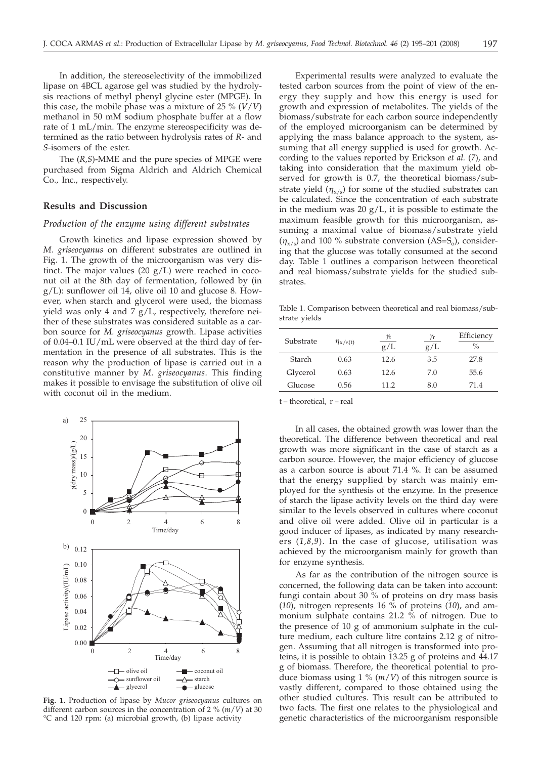In addition, the stereoselectivity of the immobilized lipase on 4BCL agarose gel was studied by the hydrolysis reactions of methyl phenyl glycine ester (MPGE). In this case, the mobile phase was a mixture of 25 % (*V*/*V*) methanol in 50 mM sodium phosphate buffer at a flow rate of 1 mL/min. The enzyme stereospecificity was determined as the ratio between hydrolysis rates of *R*- and *S*-isomers of the ester.

The (*R,S*)-MME and the pure species of MPGE were purchased from Sigma Aldrich and Aldrich Chemical Co., Inc., respectively.

## Results and Discussion

### *Production of the enzyme using different substrates*

Growth kinetics and lipase expression showed by *M. griseocyanus* on different substrates are outlined in Fig. 1. The growth of the microorganism was very distinct. The major values (20 g/L) were reached in coconut oil at the 8th day of fermentation, followed by (in g/L): sunflower oil 14, olive oil 10 and glucose 8. However, when starch and glycerol were used, the biomass yield was only 4 and 7 g/L, respectively, therefore neither of these substrates was considered suitable as a carbon source for *M. griseocyanus* growth. Lipase activities of 0.04–0.1 IU/mL were observed at the third day of fermentation in the presence of all substrates. This is the reason why the production of lipase is carried out in a constitutive manner by *M. griseocyanus*. This finding makes it possible to envisage the substitution of olive oil with coconut oil in the medium.

**Fig. 1.** Production of lipase by *Mucor griseocyanus* cultures on different carbon sources in the concentration of 2 % (*m*/*V*) at 30 °C and 120 rpm: (a) microbial growth, (b) lipase activity

Experimental results were analyzed to evaluate the tested carbon sources from the point of view of the energy they supply and how this energy is used for growth and expression of metabolites. The yields of the biomass/substrate for each carbon source independently of the employed microorganism can be determined by applying the mass balance approach to the system, assuming that all energy supplied is used for growth. According to the values reported by Erickson *et al.* (*7*), and taking into consideration that the maximum yield observed for growth is 0.7, the theoretical biomass/substrate yield ($\eta_{x/s}$) for some of the studied substrates can be calculated. Since the concentration of each substrate in the medium was 20 g/L, it is possible to estimate the maximum feasible growth for this microorganism, assuming a maximal value of biomass/substrate yield ($\eta_{x/s}$) and 100 % substrate conversion ($AS=S_o$), considering that the glucose was totally consumed at the second day. Table 1 outlines a comparison between theoretical and real biomass/substrate yields for the studied substrates.

Table 1. Comparison between theoretical and real biomass/substrate yields

| Substrate | $\eta_{x/s(t)}$ | $\gamma_t$ / g/L | $\gamma_r$ / g/L | Efficiency / % |
|---|---|---|---|---|
| Starch | 0.63 | 12.6 | 3.5 | 27.8 |
| Glycerol | 0.63 | 12.6 | 7.0 | 55.6 |
| Glucose | 0.56 | 11.2 | 8.0 | 71.4 |

t – theoretical, r – real

In all cases, the obtained growth was lower than the theoretical. The difference between theoretical and real growth was more significant in the case of starch as a carbon source. However, the major efficiency of glucose as a carbon source is about 71.4 %. It can be assumed that the energy supplied by starch was mainly employed for the synthesis of the enzyme. In the presence of starch the lipase activity levels on the third day were similar to the levels observed in cultures where coconut and olive oil were added. Olive oil in particular is a good inducer of lipases, as indicated by many researchers (*1,8,9*). In the case of glucose, utilisation was achieved by the microorganism mainly for growth than for enzyme synthesis.

As far as the contribution of the nitrogen source is concerned, the following data can be taken into account: fungi contain about 30 % of proteins on dry mass basis (*10*), nitrogen represents 16 % of proteins (*10*), and ammonium sulphate contains 21.2 % of nitrogen. Due to the presence of 10 g of ammonium sulphate in the culture medium, each culture litre contains 2.12 g of nitrogen. Assuming that all nitrogen is transformed into proteins, it is possible to obtain 13.25 g of proteins and 44.17 g of biomass. Therefore, the theoretical potential to produce biomass using 1 % (*m*/*V*) of this nitrogen source is vastly different, compared to those obtained using the other studied cultures. This result can be attributed to two facts. The first one relates to the physiological and genetic characteristics of the microorganism responsible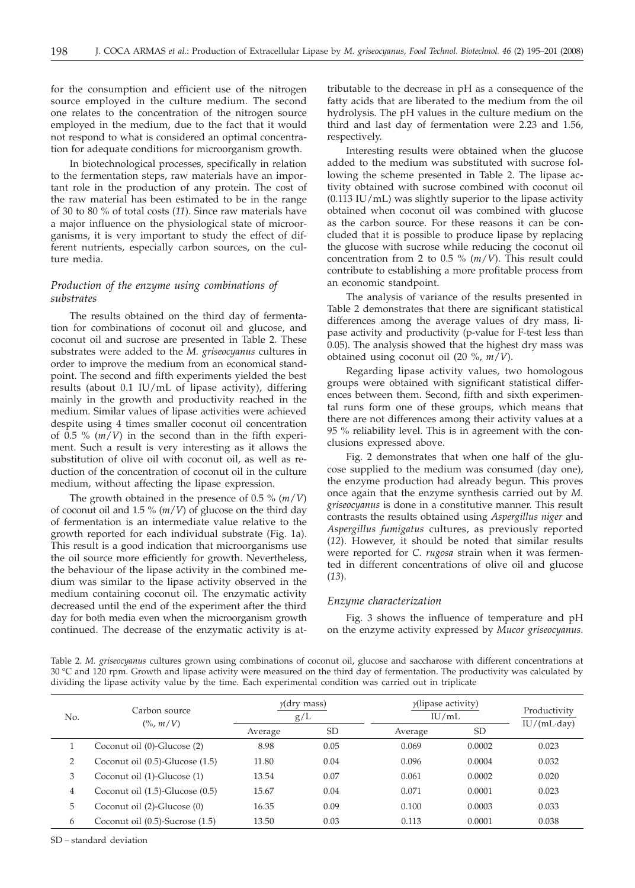for the consumption and efficient use of the nitrogen source employed in the culture medium. The second one relates to the concentration of the nitrogen source employed in the medium, due to the fact that it would not respond to what is considered an optimal concentration for adequate conditions for microorganism growth.

In biotechnological processes, specifically in relation to the fermentation steps, raw materials have an important role in the production of any protein. The cost of the raw material has been estimated to be in the range of 30 to 80 % of total costs (*11*). Since raw materials have a major influence on the physiological state of microorganisms, it is very important to study the effect of different nutrients, especially carbon sources, on the culture media.

### *Production of the enzyme using combinations of substrates*

The results obtained on the third day of fermentation for combinations of coconut oil and glucose, and coconut oil and sucrose are presented in Table 2. These substrates were added to the *M. griseocyanus* cultures in order to improve the medium from an economical standpoint. The second and fifth experiments yielded the best results (about 0.1 IU/mL of lipase activity), differing mainly in the growth and productivity reached in the medium. Similar values of lipase activities were achieved despite using 4 times smaller coconut oil concentration of 0.5 % ($m/V$) in the second than in the fifth experiment. Such a result is very interesting as it allows the substitution of olive oil with coconut oil, as well as reduction of the concentration of coconut oil in the culture medium, without affecting the lipase expression.

The growth obtained in the presence of 0.5 % ($m/V$) of coconut oil and 1.5 % ($m/V$) of glucose on the third day of fermentation is an intermediate value relative to the growth reported for each individual substrate (Fig. 1a). This result is a good indication that microorganisms use the oil source more efficiently for growth. Nevertheless, the behaviour of the lipase activity in the combined medium was similar to the lipase activity observed in the medium containing coconut oil. The enzymatic activity decreased until the end of the experiment after the third day for both media even when the microorganism growth continued. The decrease of the enzymatic activity is attributable to the decrease in pH as a consequence of the fatty acids that are liberated to the medium from the oil hydrolysis. The pH values in the culture medium on the third and last day of fermentation were 2.23 and 1.56, respectively.

Interesting results were obtained when the glucose added to the medium was substituted with sucrose following the scheme presented in Table 2. The lipase activity obtained with sucrose combined with coconut oil (0.113 IU/mL) was slightly superior to the lipase activity obtained when coconut oil was combined with glucose as the carbon source. For these reasons it can be concluded that it is possible to produce lipase by replacing the glucose with sucrose while reducing the coconut oil concentration from 2 to 0.5 % ($m/V$). This result could contribute to establishing a more profitable process from an economic standpoint.

The analysis of variance of the results presented in Table 2 demonstrates that there are significant statistical differences among the average values of dry mass, lipase activity and productivity (p-value for F-test less than 0.05). The analysis showed that the highest dry mass was obtained using coconut oil (20 %, $m/V$).

Regarding lipase activity values, two homologous groups were obtained with significant statistical differences between them. Second, fifth and sixth experimental runs form one of these groups, which means that there are not differences among their activity values at a 95 % reliability level. This is in agreement with the conclusions expressed above.

Fig. 2 demonstrates that when one half of the glucose supplied to the medium was consumed (day one), the enzyme production had already begun. This proves once again that the enzyme synthesis carried out by *M. griseocyanus* is done in a constitutive manner. This result contrasts the results obtained using *Aspergillus niger* and *Aspergillus fumigatus* cultures, as previously reported (*12*). However, it should be noted that similar results were reported for *C. rugosa* strain when it was fermented in different concentrations of olive oil and glucose (*13*).

### *Enzyme characterization*

Fig. 3 shows the influence of temperature and pH on the enzyme activity expressed by *Mucor griseocyanus*.

Table 2. *M. griseocyanus* cultures grown using combinations of coconut oil, glucose and saccharose with different concentrations at 30 °C and 120 rpm. Growth and lipase activity were measured on the third day of fermentation. The productivity was calculated by dividing the lipase activity value by the time. Each experimental condition was carried out in triplicate

| No. | Carbon source (%, $m/V$) | $\gamma$(dry mass) g/L | | $\gamma$(lipase activity) IU/mL | | Productivity IU/(mL·day) |
|---|---|---|---|---|---|---|
| | | Average | SD | Average | SD | |
| 1 | Coconut oil (0)-Glucose (2) | 8.98 | 0.05 | 0.069 | 0.0002 | 0.023 |
| 2 | Coconut oil (0.5)-Glucose (1.5) | 11.80 | 0.04 | 0.096 | 0.0004 | 0.032 |
| 3 | Coconut oil (1)-Glucose (1) | 13.54 | 0.07 | 0.061 | 0.0002 | 0.020 |
| 4 | Coconut oil (1.5)-Glucose (0.5) | 15.67 | 0.04 | 0.071 | 0.0001 | 0.023 |
| 5 | Coconut oil (2)-Glucose (0) | 16.35 | 0.09 | 0.100 | 0.0003 | 0.033 |
| 6 | Coconut oil (0.5)-Sucrose (1.5) | 13.50 | 0.03 | 0.113 | 0.0001 | 0.038 |

SD – standard deviation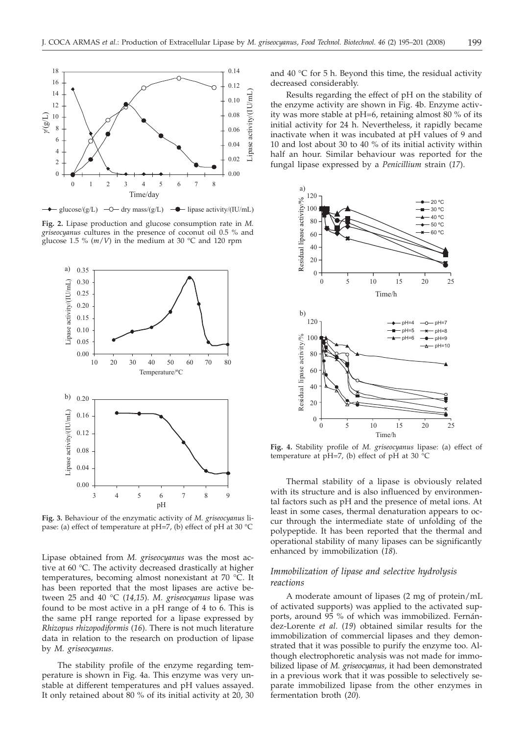**Fig. 2.** Lipase production and glucose consumption rate in *M. griseocyanus* cultures in the presence of coconut oil 0.5 % and glucose 1.5 % ($m/V$) in the medium at 30 °C and 120 rpm

**Fig. 3.** Behaviour of the enzymatic activity of *M. griseocyanus* lipase: (a) effect of temperature at pH=7, (b) effect of pH at 30 °C

Lipase obtained from *M. griseocyanus* was the most active at 60 °C. The activity decreased drastically at higher temperatures, becoming almost nonexistant at 70 °C. It has been reported that the most lipases are active between 25 and 40 °C (*14,15*). *M. griseocyanus* lipase was found to be most active in a pH range of 4 to 6. This is the same pH range reported for a lipase expressed by *Rhizopus rhizopodiformis* (*16*). There is not much literature data in relation to the research on production of lipase by *M. griseocyanus*.

The stability profile of the enzyme regarding temperature is shown in Fig. 4a. This enzyme was very unstable at different temperatures and pH values assayed. It only retained about 80 % of its initial activity at 20, 30 and 40 °C for 5 h. Beyond this time, the residual activity decreased considerably.

Results regarding the effect of pH on the stability of the enzyme activity are shown in Fig. 4b. Enzyme activity was more stable at pH=6, retaining almost 80 % of its initial activity for 24 h. Nevertheless, it rapidly became inactivate when it was incubated at pH values of 9 and 10 and lost about 30 to 40 % of its initial activity within half an hour. Similar behaviour was reported for the fungal lipase expressed by a *Penicillium* strain (*17*).

**Fig. 4.** Stability profile of *M. griseocyanus* lipase: (a) effect of temperature at pH=7, (b) effect of pH at 30 °C

Thermal stability of a lipase is obviously related with its structure and is also influenced by environmental factors such as pH and the presence of metal ions. At least in some cases, thermal denaturation appears to occur through the intermediate state of unfolding of the polypeptide. It has been reported that the thermal and operational stability of many lipases can be significantly enhanced by immobilization (*18*).

## *Immobilization of lipase and selective hydrolysis reactions*

A moderate amount of lipases (2 mg of protein/mL of activated supports) was applied to the activated supports, around 95 % of which was immobilized. Fernández-Lorente *et al*. (*19*) obtained similar results for the immobilization of commercial lipases and they demonstrated that it was possible to purify the enzyme too. Although electrophoretic analysis was not made for immobilized lipase of *M. griseocyanus*, it had been demonstrated in a previous work that it was possible to selectively separate immobilized lipase from the other enzymes in fermentation broth (*20*).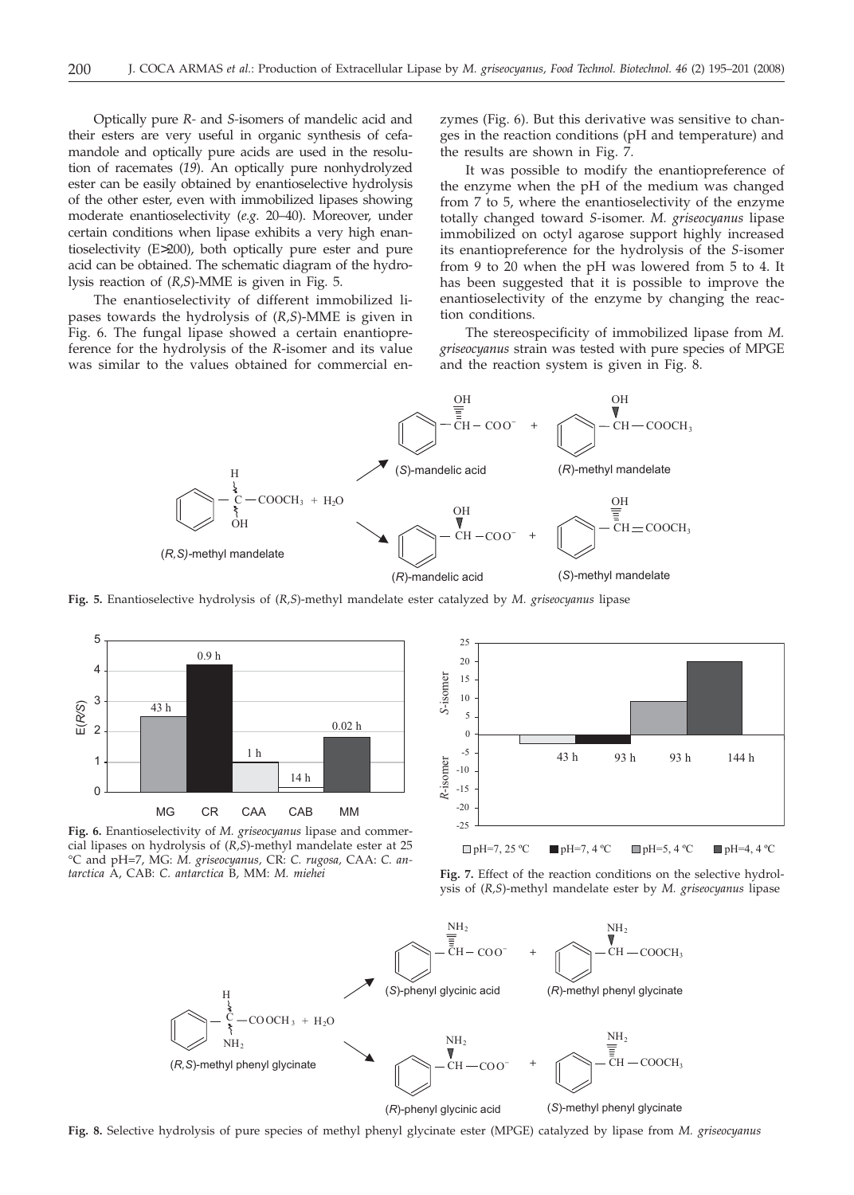Optically pure *R*- and *S*-isomers of mandelic acid and their esters are very useful in organic synthesis of cefamandole and optically pure acids are used in the resolution of racemates (*19*). An optically pure nonhydrolyzed ester can be easily obtained by enantioselective hydrolysis of the other ester, even with immobilized lipases showing moderate enantioselectivity (*e.g.* 20–40). Moreover, under certain conditions when lipase exhibits a very high enantioselectivity (E>200), both optically pure ester and pure acid can be obtained. The schematic diagram of the hydrolysis reaction of (*R,S*)-MME is given in Fig. 5.

The enantioselectivity of different immobilized lipases towards the hydrolysis of (*R,S*)-MME is given in Fig. 6. The fungal lipase showed a certain enantiopreference for the hydrolysis of the *R*-isomer and its value was similar to the values obtained for commercial enzymes (Fig. 6). But this derivative was sensitive to changes in the reaction conditions (pH and temperature) and the results are shown in Fig. 7.

It was possible to modify the enantiopreference of the enzyme when the pH of the medium was changed from 7 to 5, where the enantioselectivity of the enzyme totally changed toward *S*-isomer. *M. griseocyanus* lipase immobilized on octyl agarose support highly increased its enantiopreference for the hydrolysis of the *S*-isomer from 9 to 20 when the pH was lowered from 5 to 4. It has been suggested that it is possible to improve the enantioselectivity of the enzyme by changing the reaction conditions.

The stereospecificity of immobilized lipase from *M. griseocyanus* strain was tested with pure species of MPGE and the reaction system is given in Fig. 8.

**Fig. 5.** Enantioselective hydrolysis of (*R,S*)-methyl mandelate ester catalyzed by *M. griseocyanus* lipase

**Fig. 6.** Enantioselectivity of *M. griseocyanus* lipase and commercial lipases on hydrolysis of (*R,S*)-methyl mandelate ester at 25 °C and pH=7, MG: *M. griseocyanus*, CR: *C. rugosa*, CAA: *C. antarctica* A, CAB: *C. antarctica* B, MM: *M. miehei*

**Fig. 7.** Effect of the reaction conditions on the selective hydrolysis of (*R,S*)-methyl mandelate ester by *M. griseocyanus* lipase

**Fig. 8.** Selective hydrolysis of pure species of methyl phenyl glycinate ester (MPGE) catalyzed by lipase from *M. griseocyanus*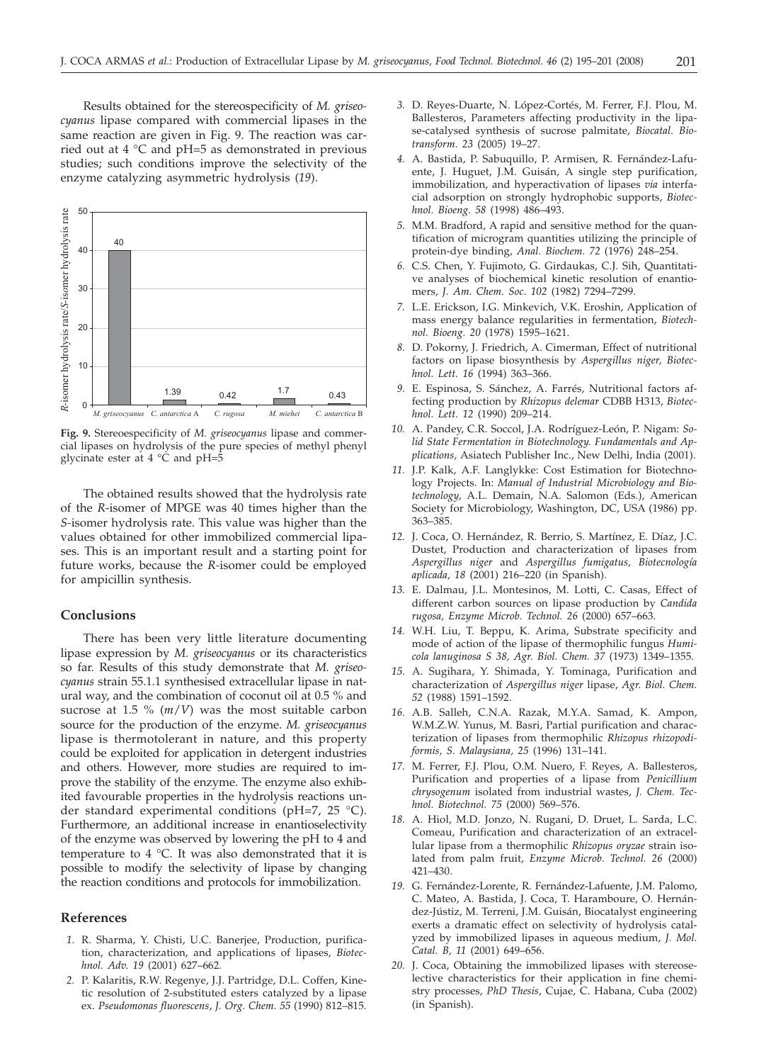Results obtained for the stereospecificity of *M. griseocyanus* lipase compared with commercial lipases in the same reaction are given in Fig. 9. The reaction was carried out at 4 °C and pH=5 as demonstrated in previous studies; such conditions improve the selectivity of the enzyme catalyzing asymmetric hydrolysis (*19*).

*R*-isomer hydrolysis rate/*S*-isomer hydrolysis rate

50
40
30
20
10
0

40
1.39
0.42
1.7
0.43

*M. griseocyanus* *C. antarctica* A *C. rugosa* *M. miehei* *C. antarctica* B

**Fig. 9.** Stereospecificity of *M. griseocyanus* lipase and commercial lipases on hydrolysis of the pure species of methyl phenyl glycinate ester at 4 °C and pH=5

The obtained results showed that the hydrolysis rate of the *R*-isomer of MPGE was 40 times higher than the *S*-isomer hydrolysis rate. This value was higher than the values obtained for other immobilized commercial lipases. This is an important result and a starting point for future works, because the *R*-isomer could be employed for ampicillin synthesis.

## Conclusions

There has been very little literature documenting lipase expression by *M. griseocyanus* or its characteristics so far. Results of this study demonstrate that *M. griseocyanus* strain 55.1.1 synthesised extracellular lipase in natural way, and the combination of coconut oil at 0.5 % and sucrose at 1.5 % (*m*/*V*) was the most suitable carbon source for the production of the enzyme. *M. griseocyanus* lipase is thermotolerant in nature, and this property could be exploited for application in detergent industries and others. However, more studies are required to improve the stability of the enzyme. The enzyme also exhibited favourable properties in the hydrolysis reactions under standard experimental conditions (pH=7, 25 °C). Furthermore, an additional increase in enantioselectivity of the enzyme was observed by lowering the pH to 4 and temperature to 4 °C. It was also demonstrated that it is possible to modify the selectivity of lipase by changing the reaction conditions and protocols for immobilization.

## References

1. R. Sharma, Y. Chisti, U.C. Banerjee, Production, purification, characterization, and applications of lipases, *Biotechnol. Adv. 19* (2001) 627–662.
2. P. Kalaritis, R.W. Regenye, J.J. Partridge, D.L. Coffen, Kinetic resolution of 2-substituted esters catalyzed by a lipase ex. *Pseudomonas fluorescens*, *J. Org. Chem. 55* (1990) 812–815.
3. D. Reyes-Duarte, N. López-Cortés, M. Ferrer, F.J. Plou, M. Ballesteros, Parameters affecting productivity in the lipase-catalysed synthesis of sucrose palmitate, *Biocatal. Biotransform. 23* (2005) 19–27.
4. A. Bastida, P. Sabuquillo, P. Armisen, R. Fernández-Lafuente, J. Huguet, J.M. Guisán, A single step purification, immobilization, and hyperactivation of lipases *via* interfacial adsorption on strongly hydrophobic supports, *Biotechnol. Bioeng. 58* (1998) 486–493.
5. M.M. Bradford, A rapid and sensitive method for the quantification of microgram quantities utilizing the principle of protein-dye binding, *Anal. Biochem. 72* (1976) 248–254.
6. C.S. Chen, Y. Fujimoto, G. Girdaukas, C.J. Sih, Quantitative analyses of biochemical kinetic resolution of enantiomers, *J. Am. Chem. Soc. 102* (1982) 7294–7299.
7. L.E. Erickson, I.G. Minkevich, V.K. Eroshin, Application of mass energy balance regularities in fermentation, *Biotechnol. Bioeng. 20* (1978) 1595–1621.
8. D. Pokorny, J. Friedrich, A. Cimerman, Effect of nutritional factors on lipase biosynthesis by *Aspergillus niger*, *Biotechnol. Lett. 16* (1994) 363–366.
9. E. Espinosa, S. Sánchez, A. Farrés, Nutritional factors affecting production by *Rhizopus delemar* CDBB H313, *Biotechnol. Lett. 12* (1990) 209–214.
10. A. Pandey, C.R. Soccol, J.A. Rodríguez-León, P. Nigam: *Solid State Fermentation in Biotechnology. Fundamentals and Applications*, Asiatech Publisher Inc., New Delhi, India (2001).
11. J.P. Kalk, A.F. Langlykke: Cost Estimation for Biotechnology Projects. In: *Manual of Industrial Microbiology and Biotechnology*, A.L. Demain, N.A. Salomon (Eds.), American Society for Microbiology, Washington, DC, USA (1986) pp. 363–385.
12. J. Coca, O. Hernández, R. Berrio, S. Martínez, E. Díaz, J.C. Dustet, Production and characterization of lipases from *Aspergillus niger* and *Aspergillus fumigatus*, *Biotecnología aplicada, 18* (2001) 216–220 (in Spanish).
13. E. Dalmau, J.L. Montesinos, M. Lotti, C. Casas, Effect of different carbon sources on lipase production by *Candida rugosa*, *Enzyme Microb. Technol. 26* (2000) 657–663.
14. W.H. Liu, T. Beppu, K. Arima, Substrate specificity and mode of action of the lipase of thermophilic fungus *Humicola lanuginosa S 38*, *Agr. Biol. Chem. 37* (1973) 1349–1355.
15. A. Sugihara, Y. Shimada, Y. Tominaga, Purification and characterization of *Aspergillus niger* lipase, *Agr. Biol. Chem. 52* (1988) 1591–1592.
16. A.B. Salleh, C.N.A. Razak, M.Y.A. Samad, K. Ampon, W.M.Z.W. Yunus, M. Basri, Partial purification and characterization of lipases from thermophilic *Rhizopus rhizopodiformis*, *S. Malaysiana, 25* (1996) 131–141.
17. M. Ferrer, F.J. Plou, O.M. Nuero, F. Reyes, A. Ballesteros, Purification and properties of a lipase from *Penicillium chrysogenum* isolated from industrial wastes, *J. Chem. Technol. Biotechnol. 75* (2000) 569–576.
18. A. Hiol, M.D. Jonzo, N. Rugani, D. Druet, L. Sarda, L.C. Comeau, Purification and characterization of an extracellular lipase from a thermophilic *Rhizopus oryzae* strain isolated from palm fruit, *Enzyme Microb. Technol. 26* (2000) 421–430.
19. G. Fernández-Lorente, R. Fernández-Lafuente, J.M. Palomo, C. Mateo, A. Bastida, J. Coca, T. Haramboure, O. Hernández-Jústiz, M. Terreni, J.M. Guisán, Biocatalyst engineering exerts a dramatic effect on selectivity of hydrolysis catalyzed by immobilized lipases in aqueous medium, *J. Mol. Catal. B, 11* (2001) 649–656.
20. J. Coca, Obtaining the immobilized lipases with stereoselective characteristics for their application in fine chemistry processes, *PhD Thesis*, Cujae, C. Habana, Cuba (2002) (in Spanish).